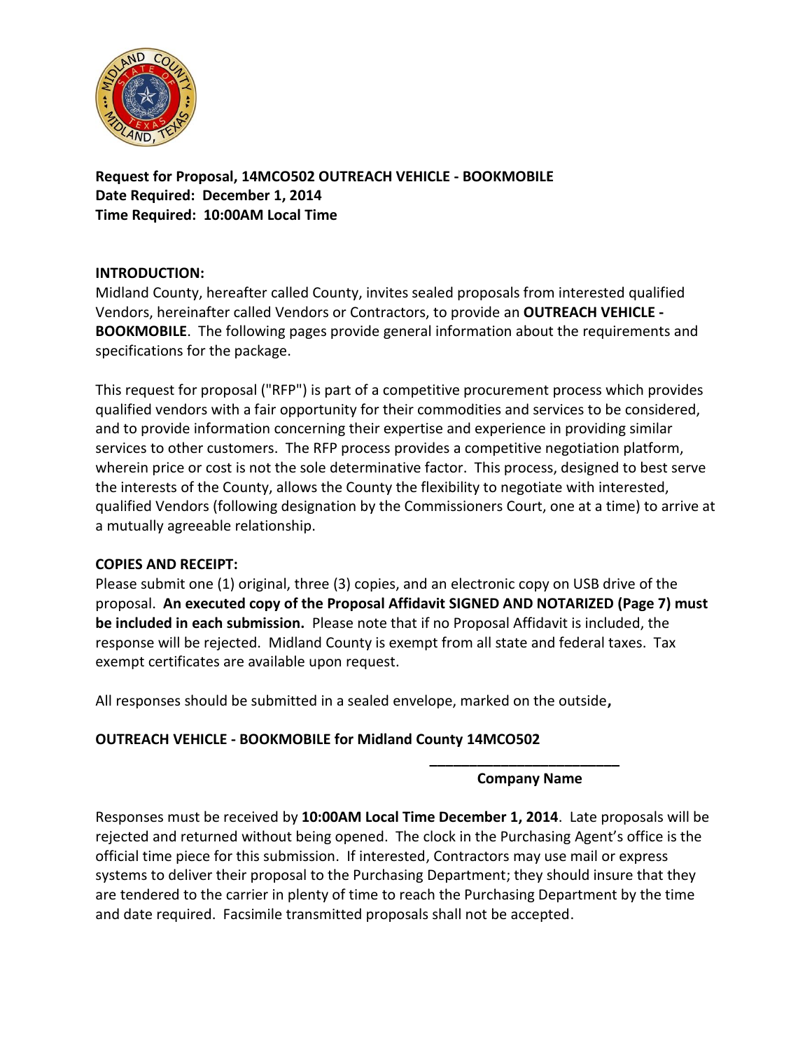**Request for Proposal, 14MCO502 OUTREACH VEHICLE - BOOKMOBILE**
**Date Required: December 1, 2014**
**Time Required: 10:00AM Local Time**

**INTRODUCTION:**
Midland County, hereafter called County, invites sealed proposals from interested qualified Vendors, hereinafter called Vendors or Contractors, to provide an **OUTREACH VEHICLE - BOOKMOBILE**. The following pages provide general information about the requirements and specifications for the package.

This request for proposal ("RFP") is part of a competitive procurement process which provides qualified vendors with a fair opportunity for their commodities and services to be considered, and to provide information concerning their expertise and experience in providing similar services to other customers. The RFP process provides a competitive negotiation platform, wherein price or cost is not the sole determinative factor. This process, designed to best serve the interests of the County, allows the County the flexibility to negotiate with interested, qualified Vendors (following designation by the Commissioners Court, one at a time) to arrive at a mutually agreeable relationship.

**COPIES AND RECEIPT:**
Please submit one (1) original, three (3) copies, and an electronic copy on USB drive of the proposal. **An executed copy of the Proposal Affidavit SIGNED AND NOTARIZED (Page 7) must be included in each submission.** Please note that if no Proposal Affidavit is included, the response will be rejected. Midland County is exempt from all state and federal taxes. Tax exempt certificates are available upon request.

All responses should be submitted in a sealed envelope, marked on the outside**,**

**OUTREACH VEHICLE - BOOKMOBILE for Midland County 14MCO502**

**________________________**
**Company Name**

Responses must be received by **10:00AM Local Time December 1, 2014**. Late proposals will be rejected and returned without being opened. The clock in the Purchasing Agent's office is the official time piece for this submission. If interested, Contractors may use mail or express systems to deliver their proposal to the Purchasing Department; they should insure that they are tendered to the carrier in plenty of time to reach the Purchasing Department by the time and date required. Facsimile transmitted proposals shall not be accepted.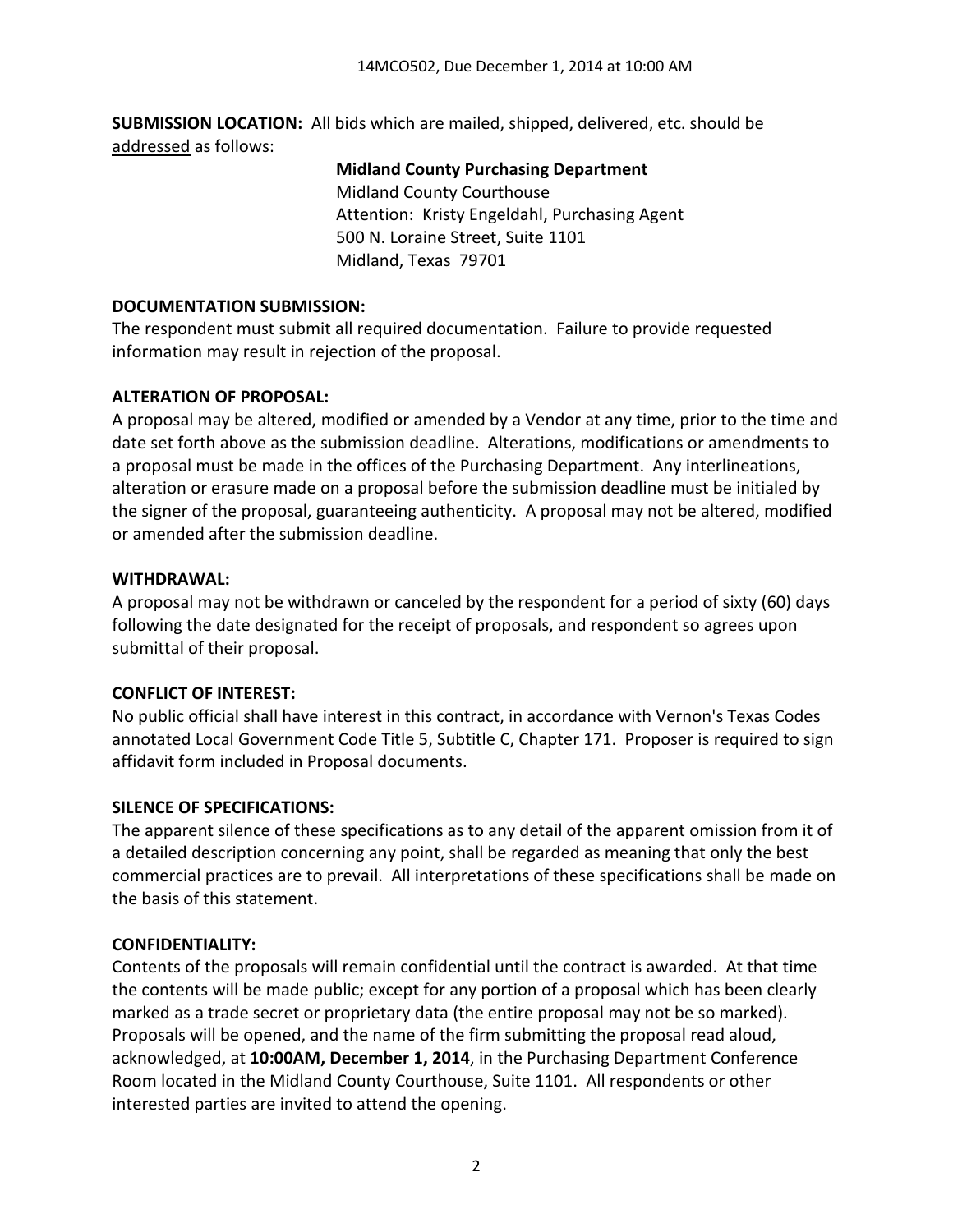**SUBMISSION LOCATION:** All bids which are mailed, shipped, delivered, etc. should be addressed as follows:

**Midland County Purchasing Department**
Midland County Courthouse
Attention: Kristy Engeldahl, Purchasing Agent
500 N. Loraine Street, Suite 1101
Midland, Texas 79701

**DOCUMENTATION SUBMISSION:**

The respondent must submit all required documentation. Failure to provide requested information may result in rejection of the proposal.

**ALTERATION OF PROPOSAL:**

A proposal may be altered, modified or amended by a Vendor at any time, prior to the time and date set forth above as the submission deadline. Alterations, modifications or amendments to a proposal must be made in the offices of the Purchasing Department. Any interlineations, alteration or erasure made on a proposal before the submission deadline must be initialed by the signer of the proposal, guaranteeing authenticity. A proposal may not be altered, modified or amended after the submission deadline.

**WITHDRAWAL:**

A proposal may not be withdrawn or canceled by the respondent for a period of sixty (60) days following the date designated for the receipt of proposals, and respondent so agrees upon submittal of their proposal.

**CONFLICT OF INTEREST:**

No public official shall have interest in this contract, in accordance with Vernon's Texas Codes annotated Local Government Code Title 5, Subtitle C, Chapter 171. Proposer is required to sign affidavit form included in Proposal documents.

**SILENCE OF SPECIFICATIONS:**

The apparent silence of these specifications as to any detail of the apparent omission from it of a detailed description concerning any point, shall be regarded as meaning that only the best commercial practices are to prevail. All interpretations of these specifications shall be made on the basis of this statement.

**CONFIDENTIALITY:**

Contents of the proposals will remain confidential until the contract is awarded. At that time the contents will be made public; except for any portion of a proposal which has been clearly marked as a trade secret or proprietary data (the entire proposal may not be so marked). Proposals will be opened, and the name of the firm submitting the proposal read aloud, acknowledged, at **10:00AM, December 1, 2014**, in the Purchasing Department Conference Room located in the Midland County Courthouse, Suite 1101. All respondents or other interested parties are invited to attend the opening.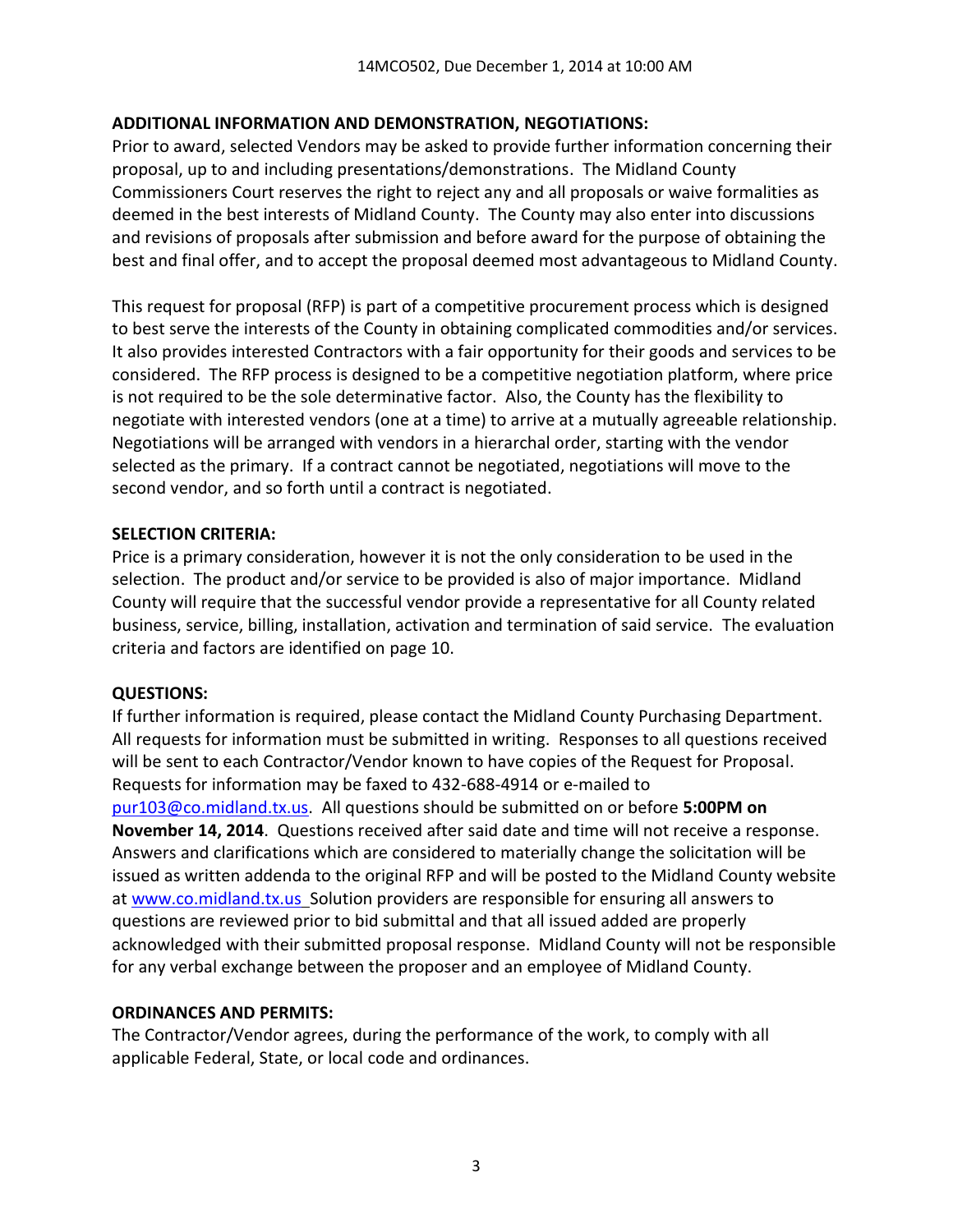**ADDITIONAL INFORMATION AND DEMONSTRATION, NEGOTIATIONS:**

Prior to award, selected Vendors may be asked to provide further information concerning their proposal, up to and including presentations/demonstrations. The Midland County Commissioners Court reserves the right to reject any and all proposals or waive formalities as deemed in the best interests of Midland County. The County may also enter into discussions and revisions of proposals after submission and before award for the purpose of obtaining the best and final offer, and to accept the proposal deemed most advantageous to Midland County.

This request for proposal (RFP) is part of a competitive procurement process which is designed to best serve the interests of the County in obtaining complicated commodities and/or services. It also provides interested Contractors with a fair opportunity for their goods and services to be considered. The RFP process is designed to be a competitive negotiation platform, where price is not required to be the sole determinative factor. Also, the County has the flexibility to negotiate with interested vendors (one at a time) to arrive at a mutually agreeable relationship. Negotiations will be arranged with vendors in a hierarchal order, starting with the vendor selected as the primary. If a contract cannot be negotiated, negotiations will move to the second vendor, and so forth until a contract is negotiated.

**SELECTION CRITERIA:**

Price is a primary consideration, however it is not the only consideration to be used in the selection. The product and/or service to be provided is also of major importance. Midland County will require that the successful vendor provide a representative for all County related business, service, billing, installation, activation and termination of said service. The evaluation criteria and factors are identified on page 10.

**QUESTIONS:**

If further information is required, please contact the Midland County Purchasing Department. All requests for information must be submitted in writing. Responses to all questions received will be sent to each Contractor/Vendor known to have copies of the Request for Proposal. Requests for information may be faxed to 432-688-4914 or e-mailed to pur103@co.midland.tx.us. All questions should be submitted on or before **5:00PM on November 14, 2014**. Questions received after said date and time will not receive a response. Answers and clarifications which are considered to materially change the solicitation will be issued as written addenda to the original RFP and will be posted to the Midland County website at www.co.midland.tx.us Solution providers are responsible for ensuring all answers to questions are reviewed prior to bid submittal and that all issued added are properly acknowledged with their submitted proposal response. Midland County will not be responsible for any verbal exchange between the proposer and an employee of Midland County.

**ORDINANCES AND PERMITS:**

The Contractor/Vendor agrees, during the performance of the work, to comply with all applicable Federal, State, or local code and ordinances.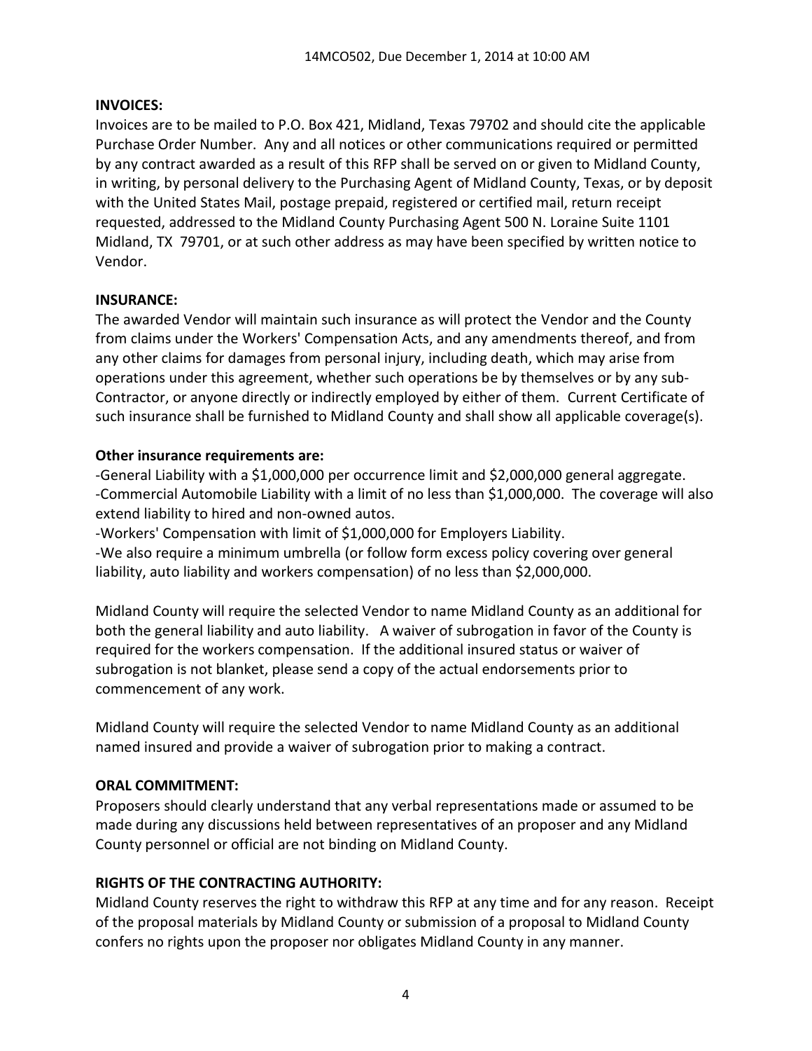**INVOICES:**
Invoices are to be mailed to P.O. Box 421, Midland, Texas 79702 and should cite the applicable Purchase Order Number. Any and all notices or other communications required or permitted by any contract awarded as a result of this RFP shall be served on or given to Midland County, in writing, by personal delivery to the Purchasing Agent of Midland County, Texas, or by deposit with the United States Mail, postage prepaid, registered or certified mail, return receipt requested, addressed to the Midland County Purchasing Agent 500 N. Loraine Suite 1101 Midland, TX 79701, or at such other address as may have been specified by written notice to Vendor.

**INSURANCE:**
The awarded Vendor will maintain such insurance as will protect the Vendor and the County from claims under the Workers' Compensation Acts, and any amendments thereof, and from any other claims for damages from personal injury, including death, which may arise from operations under this agreement, whether such operations be by themselves or by any sub-Contractor, or anyone directly or indirectly employed by either of them. Current Certificate of such insurance shall be furnished to Midland County and shall show all applicable coverage(s).

**Other insurance requirements are:**
-General Liability with a $1,000,000 per occurrence limit and $2,000,000 general aggregate.
-Commercial Automobile Liability with a limit of no less than $1,000,000. The coverage will also extend liability to hired and non-owned autos.
-Workers' Compensation with limit of $1,000,000 for Employers Liability.
-We also require a minimum umbrella (or follow form excess policy covering over general liability, auto liability and workers compensation) of no less than $2,000,000.

Midland County will require the selected Vendor to name Midland County as an additional for both the general liability and auto liability. A waiver of subrogation in favor of the County is required for the workers compensation. If the additional insured status or waiver of subrogation is not blanket, please send a copy of the actual endorsements prior to commencement of any work.

Midland County will require the selected Vendor to name Midland County as an additional named insured and provide a waiver of subrogation prior to making a contract.

**ORAL COMMITMENT:**
Proposers should clearly understand that any verbal representations made or assumed to be made during any discussions held between representatives of an proposer and any Midland County personnel or official are not binding on Midland County.

**RIGHTS OF THE CONTRACTING AUTHORITY:**
Midland County reserves the right to withdraw this RFP at any time and for any reason. Receipt of the proposal materials by Midland County or submission of a proposal to Midland County confers no rights upon the proposer nor obligates Midland County in any manner.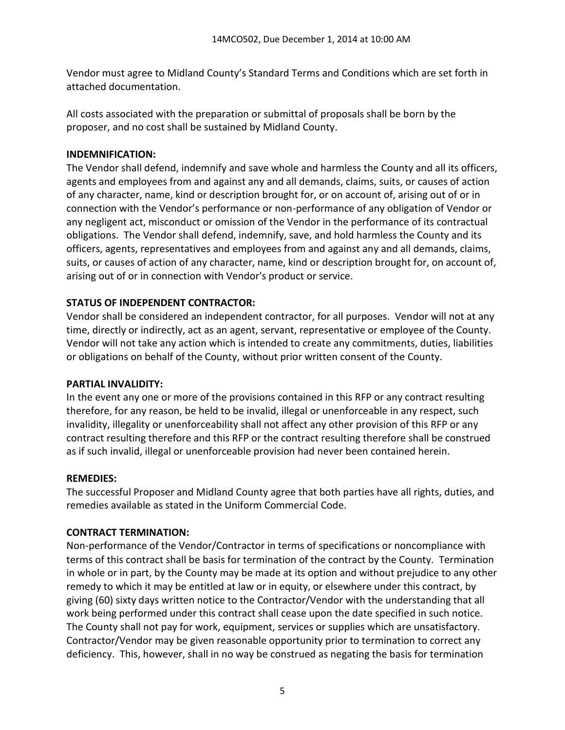Vendor must agree to Midland County's Standard Terms and Conditions which are set forth in attached documentation.

All costs associated with the preparation or submittal of proposals shall be born by the proposer, and no cost shall be sustained by Midland County.

**INDEMNIFICATION:**

The Vendor shall defend, indemnify and save whole and harmless the County and all its officers, agents and employees from and against any and all demands, claims, suits, or causes of action of any character, name, kind or description brought for, or on account of, arising out of or in connection with the Vendor's performance or non-performance of any obligation of Vendor or any negligent act, misconduct or omission of the Vendor in the performance of its contractual obligations. The Vendor shall defend, indemnify, save, and hold harmless the County and its officers, agents, representatives and employees from and against any and all demands, claims, suits, or causes of action of any character, name, kind or description brought for, on account of, arising out of or in connection with Vendor's product or service.

**STATUS OF INDEPENDENT CONTRACTOR:**

Vendor shall be considered an independent contractor, for all purposes. Vendor will not at any time, directly or indirectly, act as an agent, servant, representative or employee of the County. Vendor will not take any action which is intended to create any commitments, duties, liabilities or obligations on behalf of the County, without prior written consent of the County.

**PARTIAL INVALIDITY:**

In the event any one or more of the provisions contained in this RFP or any contract resulting therefore, for any reason, be held to be invalid, illegal or unenforceable in any respect, such invalidity, illegality or unenforceability shall not affect any other provision of this RFP or any contract resulting therefore and this RFP or the contract resulting therefore shall be construed as if such invalid, illegal or unenforceable provision had never been contained herein.

**REMEDIES:**

The successful Proposer and Midland County agree that both parties have all rights, duties, and remedies available as stated in the Uniform Commercial Code.

**CONTRACT TERMINATION:**

Non-performance of the Vendor/Contractor in terms of specifications or noncompliance with terms of this contract shall be basis for termination of the contract by the County. Termination in whole or in part, by the County may be made at its option and without prejudice to any other remedy to which it may be entitled at law or in equity, or elsewhere under this contract, by giving (60) sixty days written notice to the Contractor/Vendor with the understanding that all work being performed under this contract shall cease upon the date specified in such notice. The County shall not pay for work, equipment, services or supplies which are unsatisfactory. Contractor/Vendor may be given reasonable opportunity prior to termination to correct any deficiency. This, however, shall in no way be construed as negating the basis for termination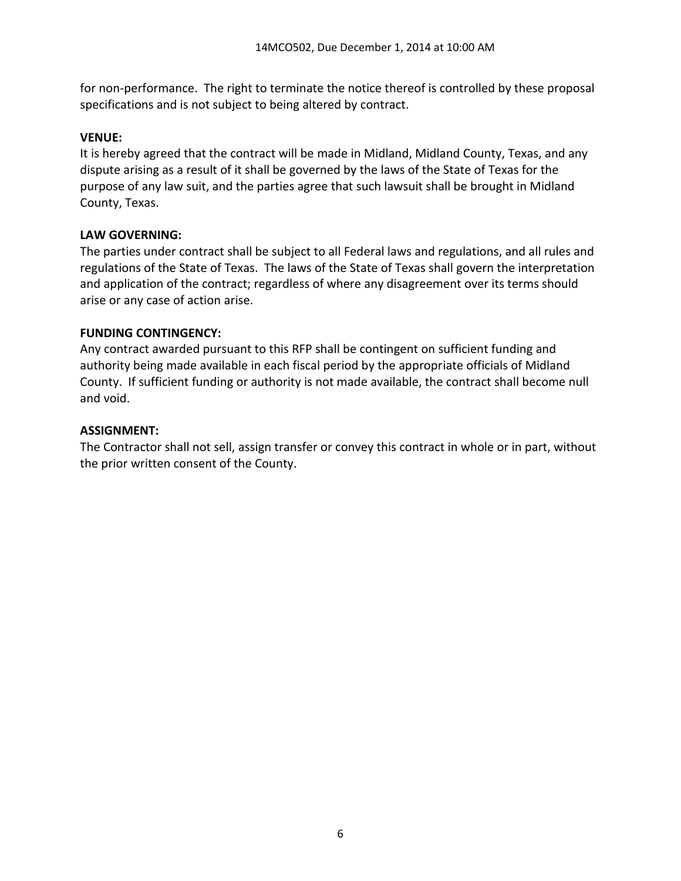for non-performance. The right to terminate the notice thereof is controlled by these proposal specifications and is not subject to being altered by contract.

**VENUE:**
It is hereby agreed that the contract will be made in Midland, Midland County, Texas, and any dispute arising as a result of it shall be governed by the laws of the State of Texas for the purpose of any law suit, and the parties agree that such lawsuit shall be brought in Midland County, Texas.

**LAW GOVERNING:**
The parties under contract shall be subject to all Federal laws and regulations, and all rules and regulations of the State of Texas. The laws of the State of Texas shall govern the interpretation and application of the contract; regardless of where any disagreement over its terms should arise or any case of action arise.

**FUNDING CONTINGENCY:**
Any contract awarded pursuant to this RFP shall be contingent on sufficient funding and authority being made available in each fiscal period by the appropriate officials of Midland County. If sufficient funding or authority is not made available, the contract shall become null and void.

**ASSIGNMENT:**
The Contractor shall not sell, assign transfer or convey this contract in whole or in part, without the prior written consent of the County.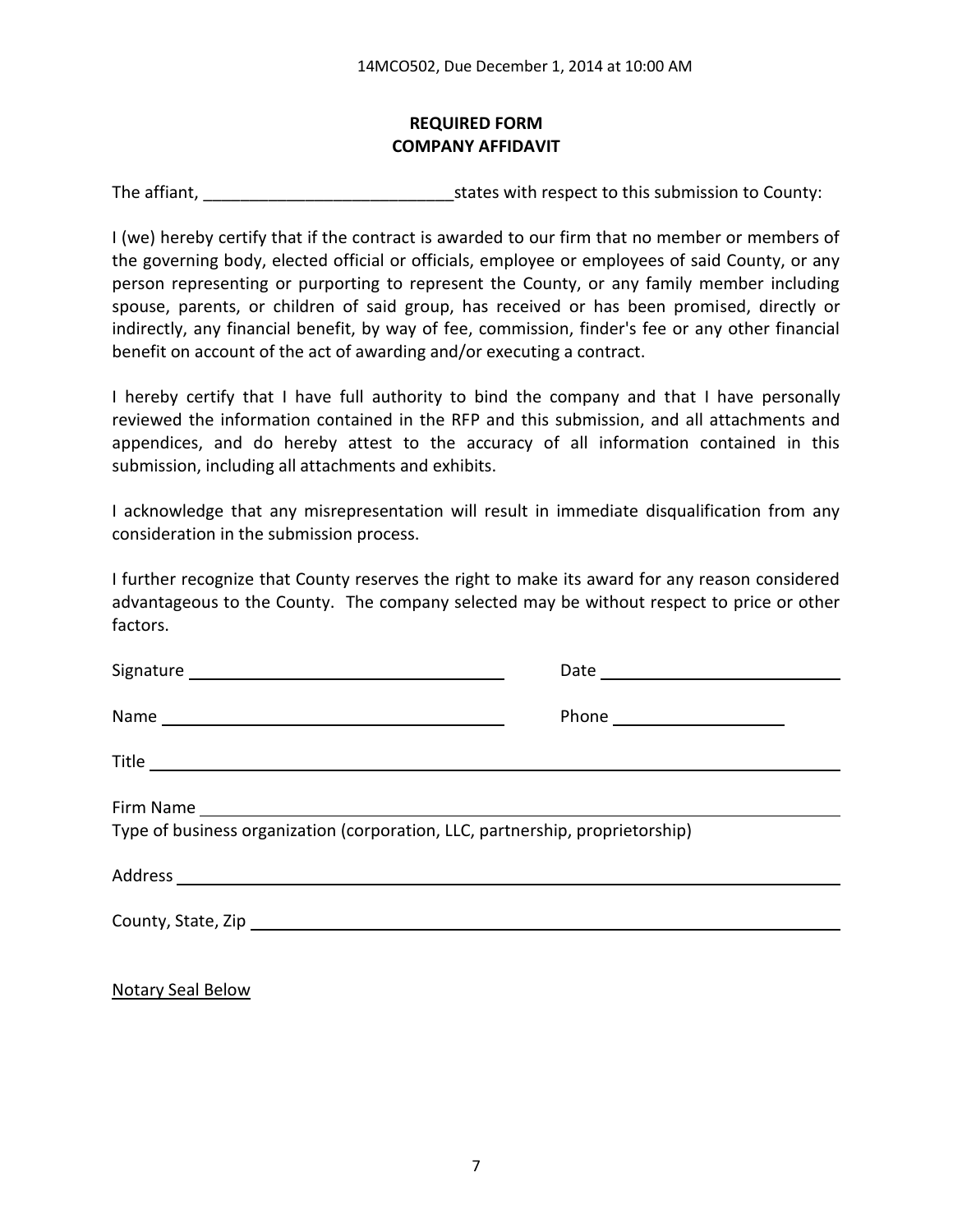## REQUIRED FORM
## COMPANY AFFIDAVIT

The affiant, ___________________________states with respect to this submission to County:

I (we) hereby certify that if the contract is awarded to our firm that no member or members of the governing body, elected official or officials, employee or employees of said County, or any person representing or purporting to represent the County, or any family member including spouse, parents, or children of said group, has received or has been promised, directly or indirectly, any financial benefit, by way of fee, commission, finder's fee or any other financial benefit on account of the act of awarding and/or executing a contract.

I hereby certify that I have full authority to bind the company and that I have personally reviewed the information contained in the RFP and this submission, and all attachments and appendices, and do hereby attest to the accuracy of all information contained in this submission, including all attachments and exhibits.

I acknowledge that any misrepresentation will result in immediate disqualification from any consideration in the submission process.

I further recognize that County reserves the right to make its award for any reason considered advantageous to the County. The company selected may be without respect to price or other factors.

Signature ______________________________ Date ________________________

Name ______________________________ Phone ____________________

Title ____________________________________________________________

Firm Name ____________________________________________________________
Type of business organization (corporation, LLC, partnership, proprietorship)

Address ____________________________________________________________

County, State, Zip ____________________________________________________________

Notary Seal Below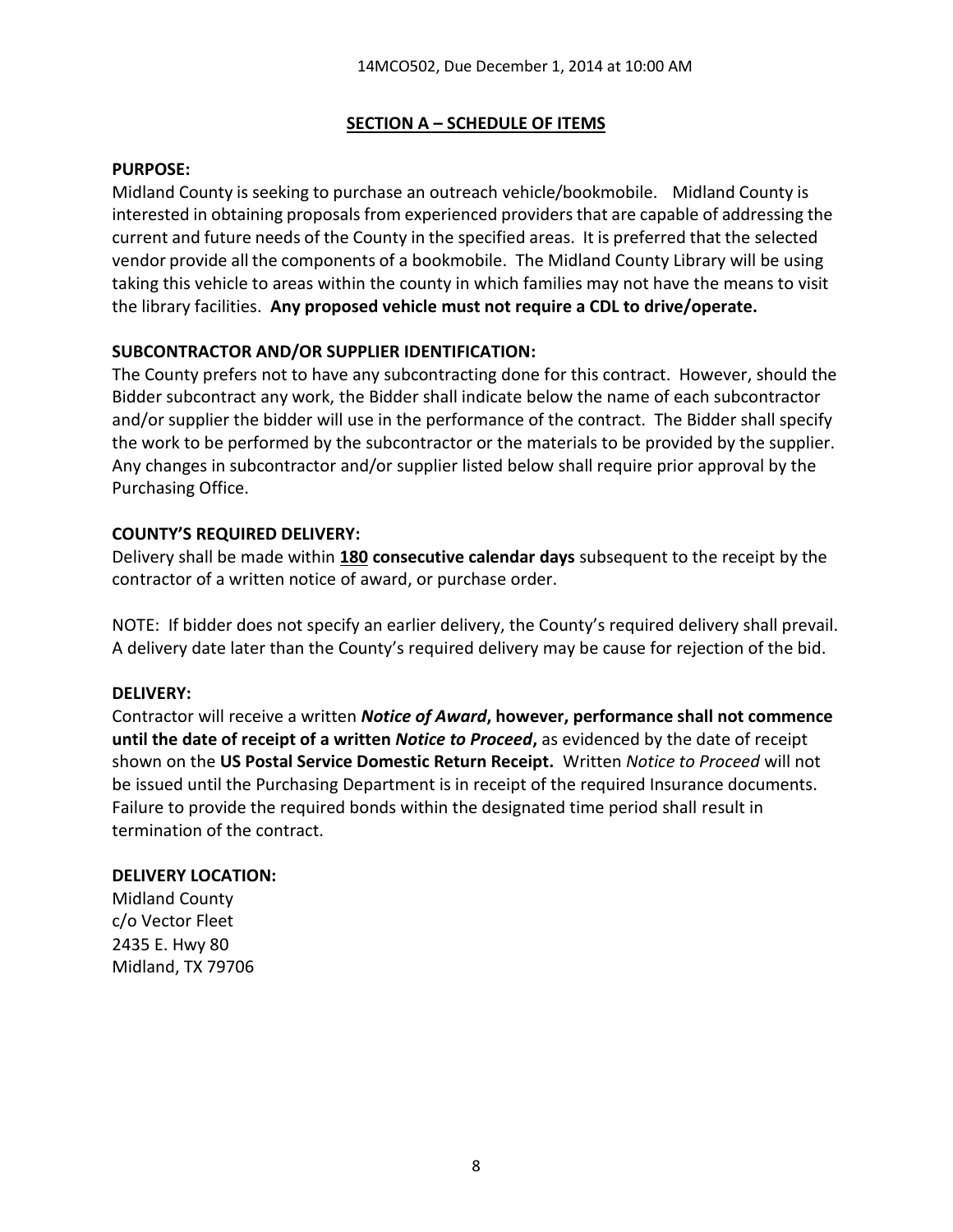## SECTION A – SCHEDULE OF ITEMS

**PURPOSE:**
Midland County is seeking to purchase an outreach vehicle/bookmobile. Midland County is interested in obtaining proposals from experienced providers that are capable of addressing the current and future needs of the County in the specified areas. It is preferred that the selected vendor provide all the components of a bookmobile. The Midland County Library will be using taking this vehicle to areas within the county in which families may not have the means to visit the library facilities. **Any proposed vehicle must not require a CDL to drive/operate.**

**SUBCONTRACTOR AND/OR SUPPLIER IDENTIFICATION:**
The County prefers not to have any subcontracting done for this contract. However, should the Bidder subcontract any work, the Bidder shall indicate below the name of each subcontractor and/or supplier the bidder will use in the performance of the contract. The Bidder shall specify the work to be performed by the subcontractor or the materials to be provided by the supplier. Any changes in subcontractor and/or supplier listed below shall require prior approval by the Purchasing Office.

**COUNTY'S REQUIRED DELIVERY:**
Delivery shall be made within **180 consecutive calendar days** subsequent to the receipt by the contractor of a written notice of award, or purchase order.

NOTE: If bidder does not specify an earlier delivery, the County's required delivery shall prevail. A delivery date later than the County's required delivery may be cause for rejection of the bid.

**DELIVERY:**
Contractor will receive a written ***Notice of Award*****, however, performance shall not commence until the date of receipt of a written *Notice to Proceed*,** as evidenced by the date of receipt shown on the **US Postal Service Domestic Return Receipt.** Written *Notice to Proceed* will not be issued until the Purchasing Department is in receipt of the required Insurance documents. Failure to provide the required bonds within the designated time period shall result in termination of the contract.

**DELIVERY LOCATION:**
Midland County
c/o Vector Fleet
2435 E. Hwy 80
Midland, TX 79706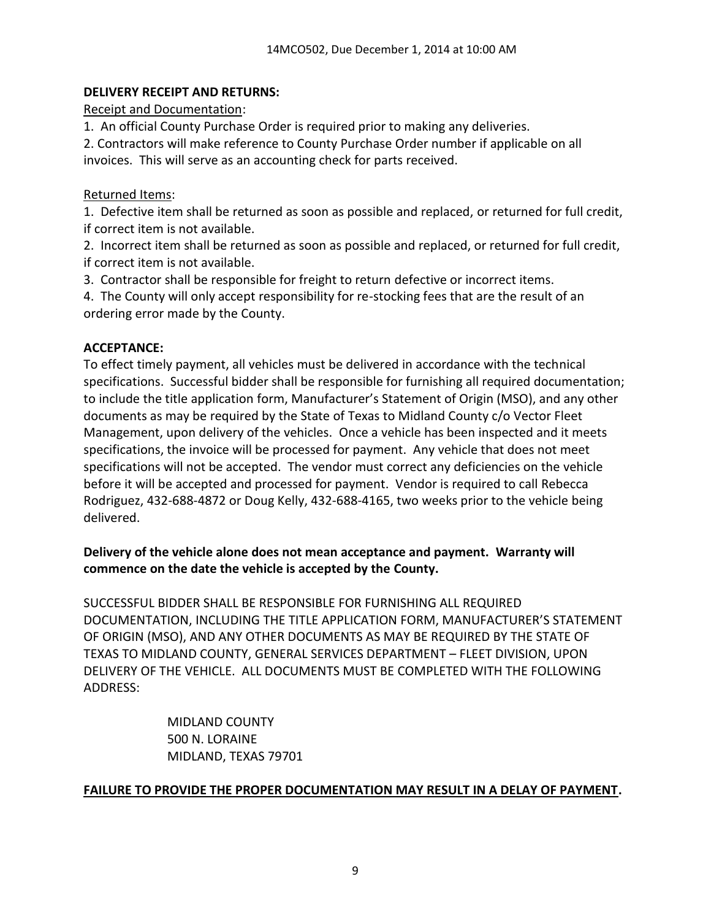**DELIVERY RECEIPT AND RETURNS:**

Receipt and Documentation:

1. An official County Purchase Order is required prior to making any deliveries.
2. Contractors will make reference to County Purchase Order number if applicable on all invoices. This will serve as an accounting check for parts received.

Returned Items:

1. Defective item shall be returned as soon as possible and replaced, or returned for full credit, if correct item is not available.
2. Incorrect item shall be returned as soon as possible and replaced, or returned for full credit, if correct item is not available.
3. Contractor shall be responsible for freight to return defective or incorrect items.
4. The County will only accept responsibility for re-stocking fees that are the result of an ordering error made by the County.

**ACCEPTANCE:**

To effect timely payment, all vehicles must be delivered in accordance with the technical specifications. Successful bidder shall be responsible for furnishing all required documentation; to include the title application form, Manufacturer's Statement of Origin (MSO), and any other documents as may be required by the State of Texas to Midland County c/o Vector Fleet Management, upon delivery of the vehicles. Once a vehicle has been inspected and it meets specifications, the invoice will be processed for payment. Any vehicle that does not meet specifications will not be accepted. The vendor must correct any deficiencies on the vehicle before it will be accepted and processed for payment. Vendor is required to call Rebecca Rodriguez, 432-688-4872 or Doug Kelly, 432-688-4165, two weeks prior to the vehicle being delivered.

**Delivery of the vehicle alone does not mean acceptance and payment. Warranty will commence on the date the vehicle is accepted by the County.**

SUCCESSFUL BIDDER SHALL BE RESPONSIBLE FOR FURNISHING ALL REQUIRED DOCUMENTATION, INCLUDING THE TITLE APPLICATION FORM, MANUFACTURER'S STATEMENT OF ORIGIN (MSO), AND ANY OTHER DOCUMENTS AS MAY BE REQUIRED BY THE STATE OF TEXAS TO MIDLAND COUNTY, GENERAL SERVICES DEPARTMENT – FLEET DIVISION, UPON DELIVERY OF THE VEHICLE. ALL DOCUMENTS MUST BE COMPLETED WITH THE FOLLOWING ADDRESS:

MIDLAND COUNTY
500 N. LORAINE
MIDLAND, TEXAS 79701

**FAILURE TO PROVIDE THE PROPER DOCUMENTATION MAY RESULT IN A DELAY OF PAYMENT.**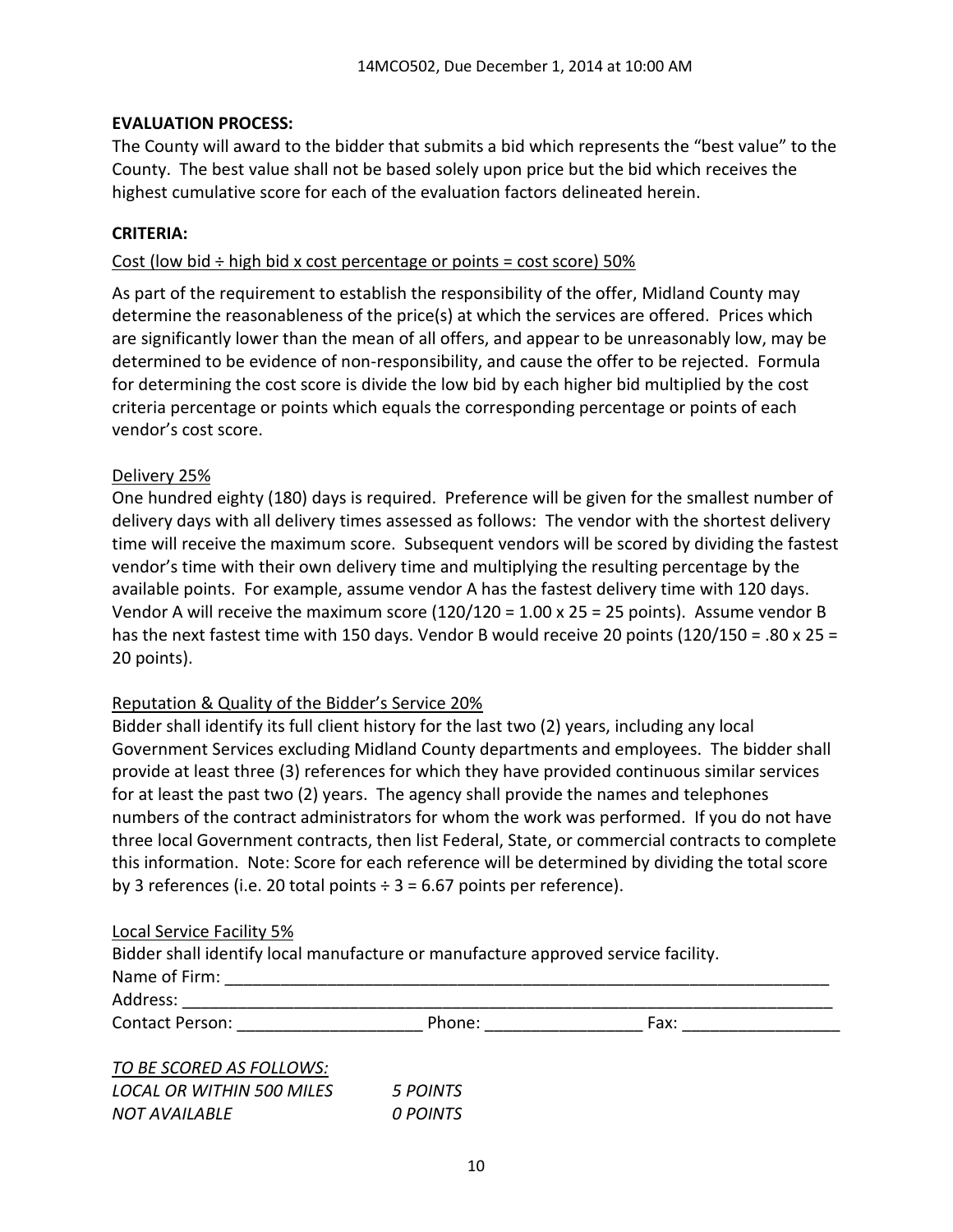**EVALUATION PROCESS:**

The County will award to the bidder that submits a bid which represents the "best value" to the County. The best value shall not be based solely upon price but the bid which receives the highest cumulative score for each of the evaluation factors delineated herein.

**CRITERIA:**

<u>Cost (low bid ÷ high bid x cost percentage or points = cost score) 50%</u>

As part of the requirement to establish the responsibility of the offer, Midland County may determine the reasonableness of the price(s) at which the services are offered. Prices which are significantly lower than the mean of all offers, and appear to be unreasonably low, may be determined to be evidence of non-responsibility, and cause the offer to be rejected. Formula for determining the cost score is divide the low bid by each higher bid multiplied by the cost criteria percentage or points which equals the corresponding percentage or points of each vendor's cost score.

<u>Delivery 25%</u>

One hundred eighty (180) days is required. Preference will be given for the smallest number of delivery days with all delivery times assessed as follows: The vendor with the shortest delivery time will receive the maximum score. Subsequent vendors will be scored by dividing the fastest vendor's time with their own delivery time and multiplying the resulting percentage by the available points. For example, assume vendor A has the fastest delivery time with 120 days. Vendor A will receive the maximum score (120/120 = 1.00 x 25 = 25 points). Assume vendor B has the next fastest time with 150 days. Vendor B would receive 20 points (120/150 = .80 x 25 = 20 points).

<u>Reputation & Quality of the Bidder's Service 20%</u>

Bidder shall identify its full client history for the last two (2) years, including any local Government Services excluding Midland County departments and employees. The bidder shall provide at least three (3) references for which they have provided continuous similar services for at least the past two (2) years. The agency shall provide the names and telephones numbers of the contract administrators for whom the work was performed. If you do not have three local Government contracts, then list Federal, State, or commercial contracts to complete this information. Note: Score for each reference will be determined by dividing the total score by 3 references (i.e. 20 total points ÷ 3 = 6.67 points per reference).

<u>Local Service Facility 5%</u>

Bidder shall identify local manufacture or manufacture approved service facility.

Name of Firm: ______________________________________________________________

Address: __________________________________________________________________

Contact Person: ____________________ Phone: _________________ Fax: _________________

*<u>TO BE SCORED AS FOLLOWS:</u>*

| | |
|---|---|
| *LOCAL OR WITHIN 500 MILES* | *5 POINTS* |
| *NOT AVAILABLE* | *0 POINTS* |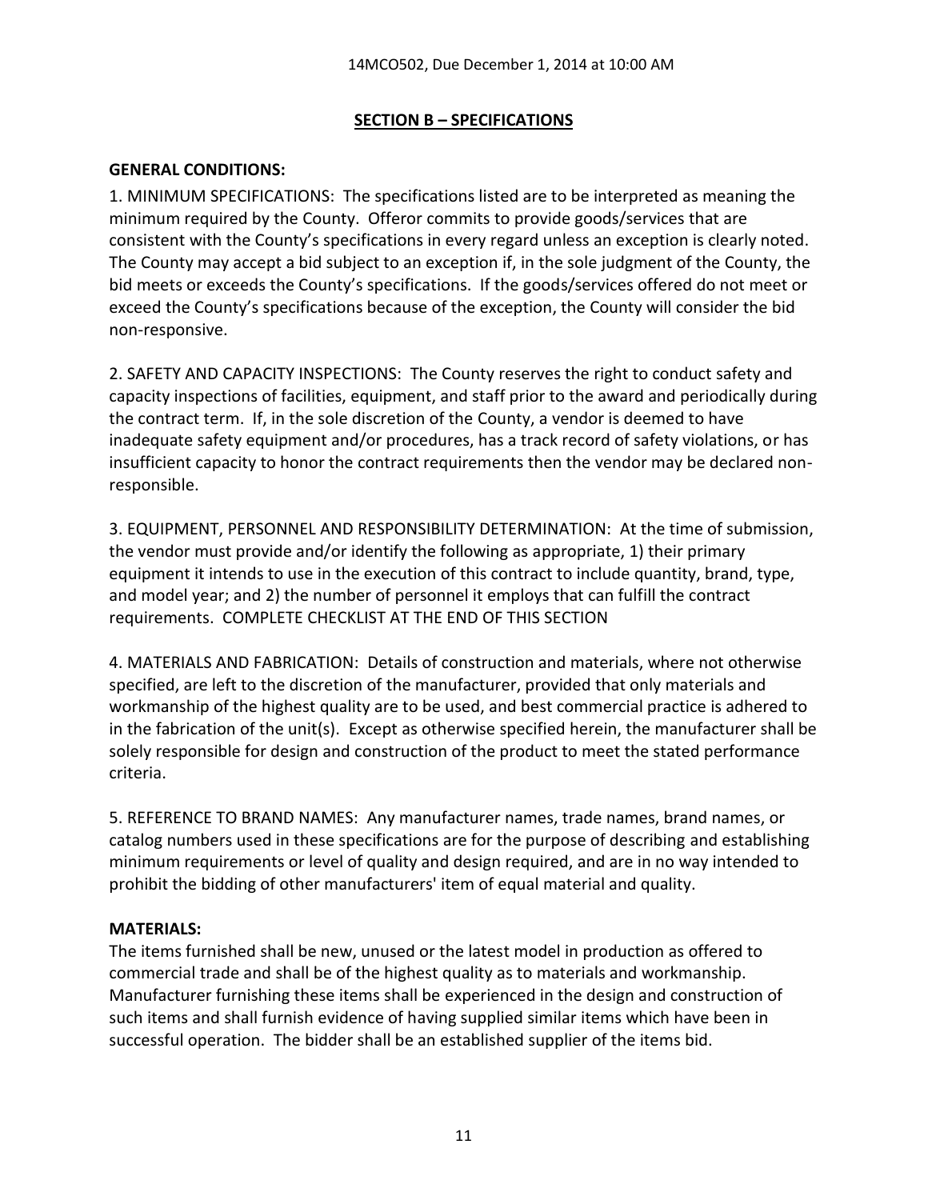## SECTION B – SPECIFICATIONS

**GENERAL CONDITIONS:**

1. MINIMUM SPECIFICATIONS: The specifications listed are to be interpreted as meaning the minimum required by the County. Offeror commits to provide goods/services that are consistent with the County's specifications in every regard unless an exception is clearly noted. The County may accept a bid subject to an exception if, in the sole judgment of the County, the bid meets or exceeds the County's specifications. If the goods/services offered do not meet or exceed the County's specifications because of the exception, the County will consider the bid non-responsive.

2. SAFETY AND CAPACITY INSPECTIONS: The County reserves the right to conduct safety and capacity inspections of facilities, equipment, and staff prior to the award and periodically during the contract term. If, in the sole discretion of the County, a vendor is deemed to have inadequate safety equipment and/or procedures, has a track record of safety violations, or has insufficient capacity to honor the contract requirements then the vendor may be declared non-responsible.

3. EQUIPMENT, PERSONNEL AND RESPONSIBILITY DETERMINATION: At the time of submission, the vendor must provide and/or identify the following as appropriate, 1) their primary equipment it intends to use in the execution of this contract to include quantity, brand, type, and model year; and 2) the number of personnel it employs that can fulfill the contract requirements. COMPLETE CHECKLIST AT THE END OF THIS SECTION

4. MATERIALS AND FABRICATION: Details of construction and materials, where not otherwise specified, are left to the discretion of the manufacturer, provided that only materials and workmanship of the highest quality are to be used, and best commercial practice is adhered to in the fabrication of the unit(s). Except as otherwise specified herein, the manufacturer shall be solely responsible for design and construction of the product to meet the stated performance criteria.

5. REFERENCE TO BRAND NAMES: Any manufacturer names, trade names, brand names, or catalog numbers used in these specifications are for the purpose of describing and establishing minimum requirements or level of quality and design required, and are in no way intended to prohibit the bidding of other manufacturers' item of equal material and quality.

**MATERIALS:**

The items furnished shall be new, unused or the latest model in production as offered to commercial trade and shall be of the highest quality as to materials and workmanship. Manufacturer furnishing these items shall be experienced in the design and construction of such items and shall furnish evidence of having supplied similar items which have been in successful operation. The bidder shall be an established supplier of the items bid.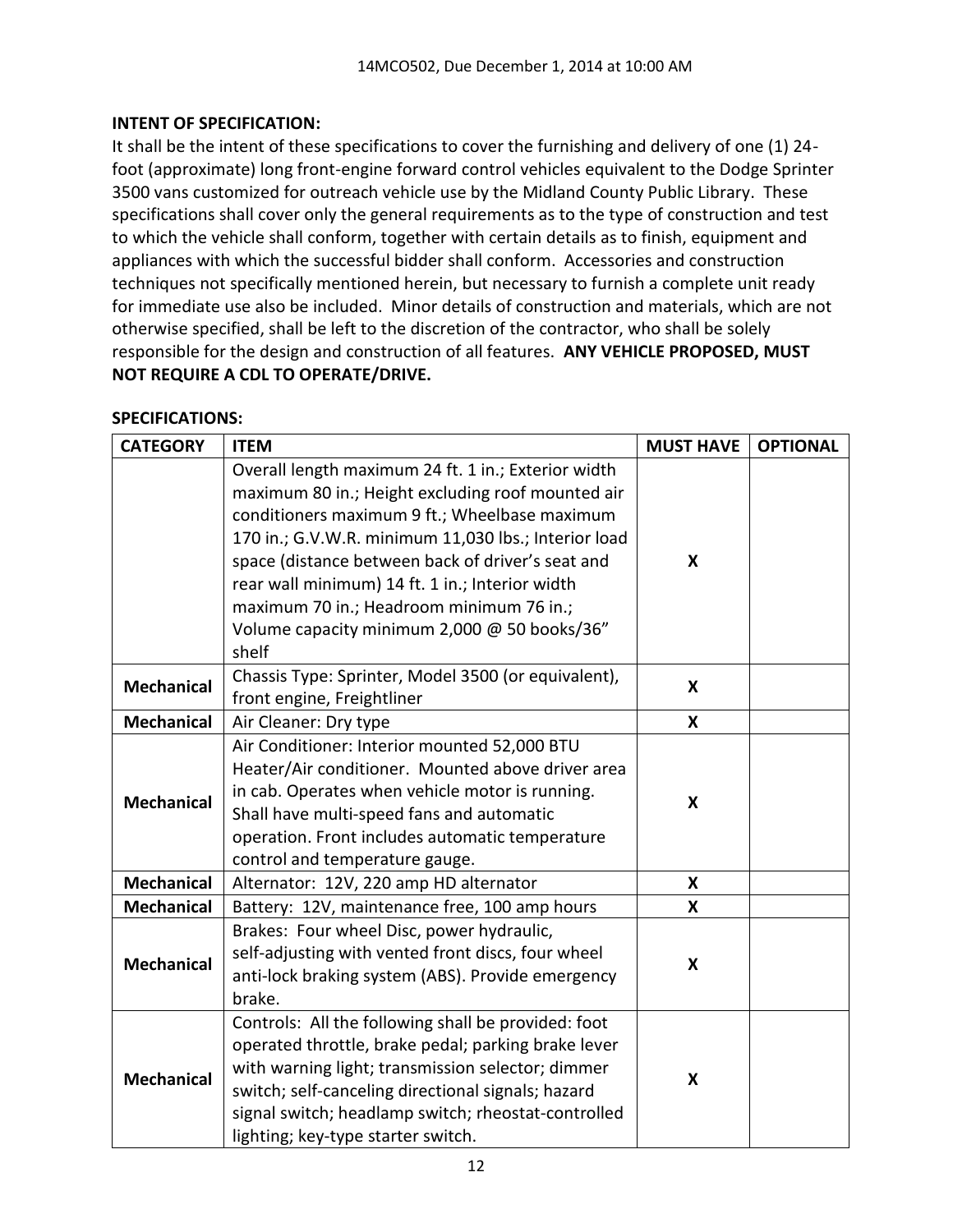14MCO502, Due December 1, 2014 at 10:00 AM

**INTENT OF SPECIFICATION:**

It shall be the intent of these specifications to cover the furnishing and delivery of one (1) 24-foot (approximate) long front-engine forward control vehicles equivalent to the Dodge Sprinter 3500 vans customized for outreach vehicle use by the Midland County Public Library. These specifications shall cover only the general requirements as to the type of construction and test to which the vehicle shall conform, together with certain details as to finish, equipment and appliances with which the successful bidder shall conform. Accessories and construction techniques not specifically mentioned herein, but necessary to furnish a complete unit ready for immediate use also be included. Minor details of construction and materials, which are not otherwise specified, shall be left to the discretion of the contractor, who shall be solely responsible for the design and construction of all features. **ANY VEHICLE PROPOSED, MUST NOT REQUIRE A CDL TO OPERATE/DRIVE.**

**SPECIFICATIONS:**

| CATEGORY | ITEM | MUST HAVE | OPTIONAL |
|---|---|---|---|
| | Overall length maximum 24 ft. 1 in.; Exterior width maximum 80 in.; Height excluding roof mounted air conditioners maximum 9 ft.; Wheelbase maximum 170 in.; G.V.W.R. minimum 11,030 lbs.; Interior load space (distance between back of driver's seat and rear wall minimum) 14 ft. 1 in.; Interior width maximum 70 in.; Headroom minimum 76 in.; Volume capacity minimum 2,000 @ 50 books/36" shelf | X | |
| **Mechanical** | Chassis Type: Sprinter, Model 3500 (or equivalent), front engine, Freightliner | X | |
| **Mechanical** | Air Cleaner: Dry type | X | |
| **Mechanical** | Air Conditioner: Interior mounted 52,000 BTU Heater/Air conditioner. Mounted above driver area in cab. Operates when vehicle motor is running. Shall have multi-speed fans and automatic operation. Front includes automatic temperature control and temperature gauge. | X | |
| **Mechanical** | Alternator: 12V, 220 amp HD alternator | X | |
| **Mechanical** | Battery: 12V, maintenance free, 100 amp hours | X | |
| **Mechanical** | Brakes: Four wheel Disc, power hydraulic, self-adjusting with vented front discs, four wheel anti-lock braking system (ABS). Provide emergency brake. | X | |
| **Mechanical** | Controls: All the following shall be provided: foot operated throttle, brake pedal; parking brake lever with warning light; transmission selector; dimmer switch; self-canceling directional signals; hazard signal switch; headlamp switch; rheostat-controlled lighting; key-type starter switch. | X | |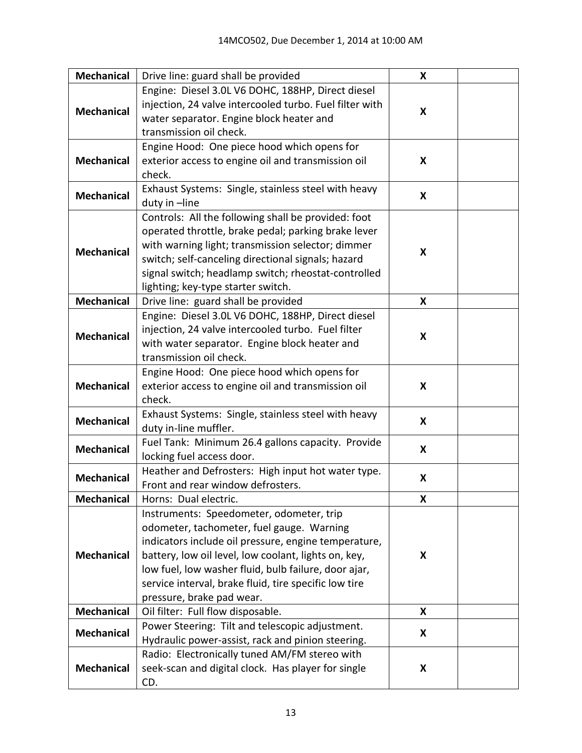| Mechanical | Drive line: guard shall be provided | X | |
|---|---|---|---|
| Mechanical | Engine: Diesel 3.0L V6 DOHC, 188HP, Direct diesel injection, 24 valve intercooled turbo. Fuel filter with water separator. Engine block heater and transmission oil check. | X | |
| Mechanical | Engine Hood: One piece hood which opens for exterior access to engine oil and transmission oil check. | X | |
| Mechanical | Exhaust Systems: Single, stainless steel with heavy duty in –line | X | |
| Mechanical | Controls: All the following shall be provided: foot operated throttle, brake pedal; parking brake lever with warning light; transmission selector; dimmer switch; self-canceling directional signals; hazard signal switch; headlamp switch; rheostat-controlled lighting; key-type starter switch. | X | |
| Mechanical | Drive line: guard shall be provided | X | |
| Mechanical | Engine: Diesel 3.0L V6 DOHC, 188HP, Direct diesel injection, 24 valve intercooled turbo. Fuel filter with water separator. Engine block heater and transmission oil check. | X | |
| Mechanical | Engine Hood: One piece hood which opens for exterior access to engine oil and transmission oil check. | X | |
| Mechanical | Exhaust Systems: Single, stainless steel with heavy duty in-line muffler. | X | |
| Mechanical | Fuel Tank: Minimum 26.4 gallons capacity. Provide locking fuel access door. | X | |
| Mechanical | Heather and Defrosters: High input hot water type. Front and rear window defrosters. | X | |
| Mechanical | Horns: Dual electric. | X | |
| Mechanical | Instruments: Speedometer, odometer, trip odometer, tachometer, fuel gauge. Warning indicators include oil pressure, engine temperature, battery, low oil level, low coolant, lights on, key, low fuel, low washer fluid, bulb failure, door ajar, service interval, brake fluid, tire specific low tire pressure, brake pad wear. | X | |
| Mechanical | Oil filter: Full flow disposable. | X | |
| Mechanical | Power Steering: Tilt and telescopic adjustment. Hydraulic power-assist, rack and pinion steering. | X | |
| Mechanical | Radio: Electronically tuned AM/FM stereo with seek-scan and digital clock. Has player for single CD. | X | |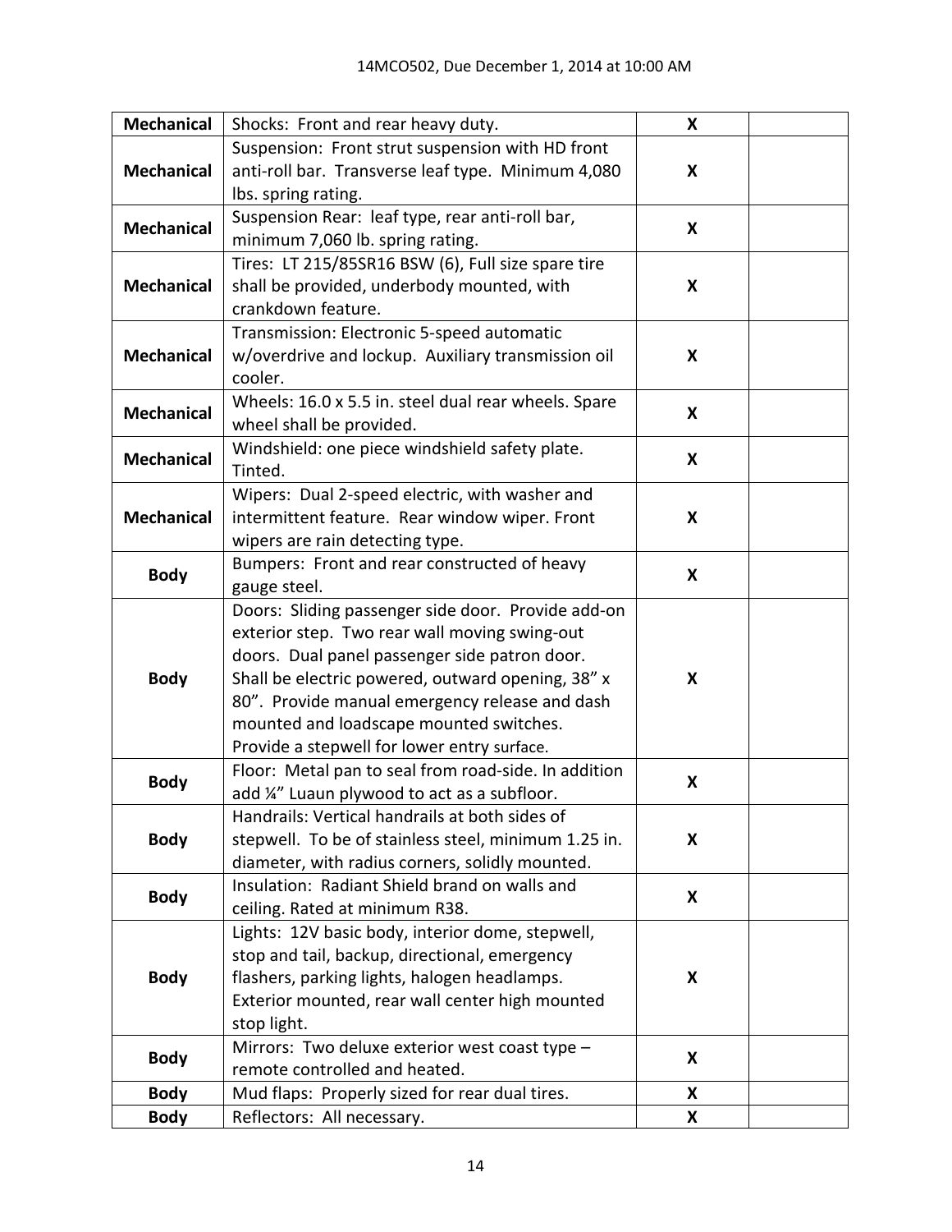| | | | |
|---|---|---|---|
| **Mechanical** | Shocks: Front and rear heavy duty. | **X** | |
| **Mechanical** | Suspension: Front strut suspension with HD front anti-roll bar. Transverse leaf type. Minimum 4,080 lbs. spring rating. | **X** | |
| **Mechanical** | Suspension Rear: leaf type, rear anti-roll bar, minimum 7,060 lb. spring rating. | **X** | |
| **Mechanical** | Tires: LT 215/85SR16 BSW (6), Full size spare tire shall be provided, underbody mounted, with crankdown feature. | **X** | |
| **Mechanical** | Transmission: Electronic 5-speed automatic w/overdrive and lockup. Auxiliary transmission oil cooler. | **X** | |
| **Mechanical** | Wheels: 16.0 x 5.5 in. steel dual rear wheels. Spare wheel shall be provided. | **X** | |
| **Mechanical** | Windshield: one piece windshield safety plate. Tinted. | **X** | |
| **Mechanical** | Wipers: Dual 2-speed electric, with washer and intermittent feature. Rear window wiper. Front wipers are rain detecting type. | **X** | |
| **Body** | Bumpers: Front and rear constructed of heavy gauge steel. | **X** | |
| **Body** | Doors: Sliding passenger side door. Provide add-on exterior step. Two rear wall moving swing-out doors. Dual panel passenger side patron door. Shall be electric powered, outward opening, 38" x 80". Provide manual emergency release and dash mounted and loadscape mounted switches. Provide a stepwell for lower entry surface. | **X** | |
| **Body** | Floor: Metal pan to seal from road-side. In addition add ¼" Luaun plywood to act as a subfloor. | **X** | |
| **Body** | Handrails: Vertical handrails at both sides of stepwell. To be of stainless steel, minimum 1.25 in. diameter, with radius corners, solidly mounted. | **X** | |
| **Body** | Insulation: Radiant Shield brand on walls and ceiling. Rated at minimum R38. | **X** | |
| **Body** | Lights: 12V basic body, interior dome, stepwell, stop and tail, backup, directional, emergency flashers, parking lights, halogen headlamps. Exterior mounted, rear wall center high mounted stop light. | **X** | |
| **Body** | Mirrors: Two deluxe exterior west coast type – remote controlled and heated. | **X** | |
| **Body** | Mud flaps: Properly sized for rear dual tires. | **X** | |
| **Body** | Reflectors: All necessary. | **X** | |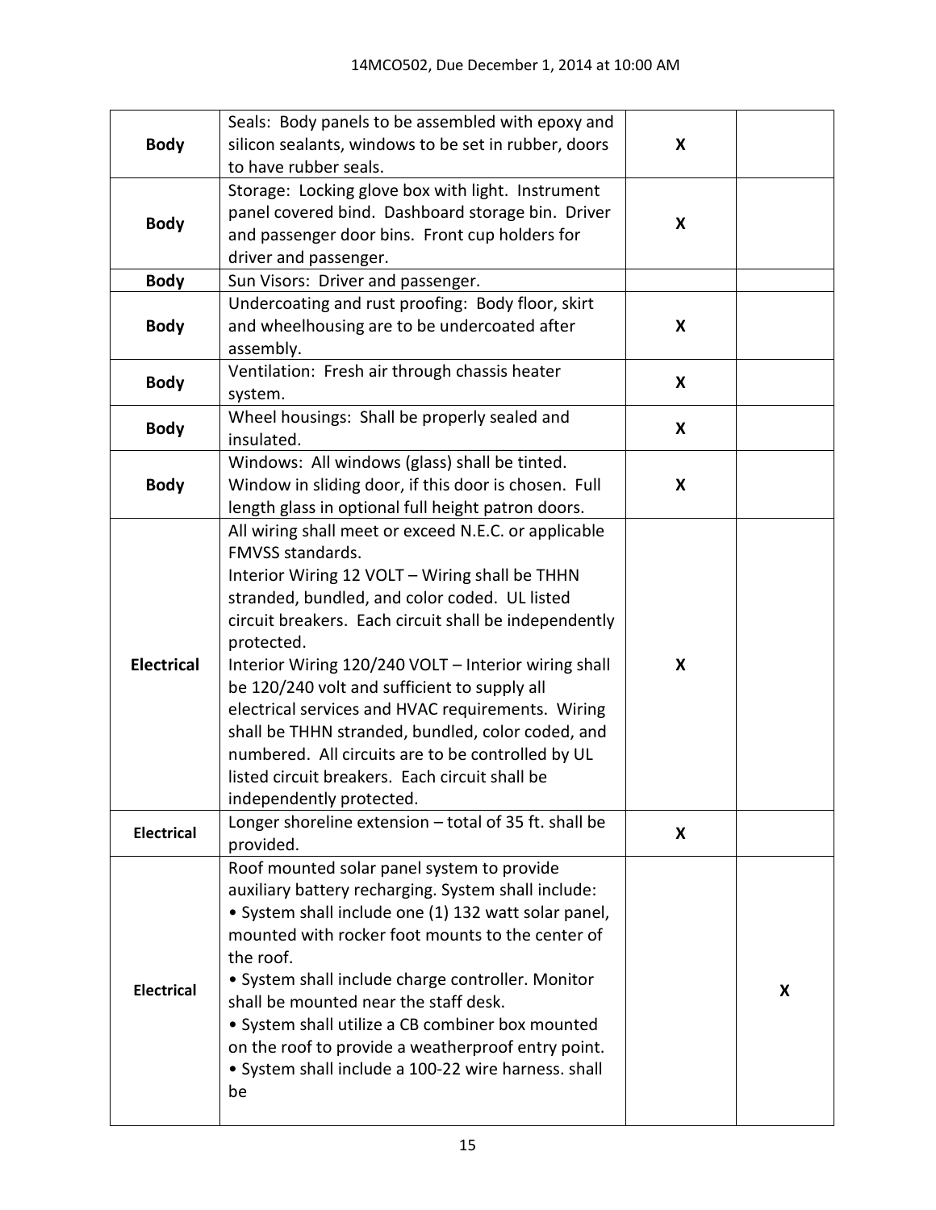| | | | |
|---|---|---|---|
| **Body** | Seals: Body panels to be assembled with epoxy and silicon sealants, windows to be set in rubber, doors to have rubber seals. | **X** | |
| **Body** | Storage: Locking glove box with light. Instrument panel covered bind. Dashboard storage bin. Driver and passenger door bins. Front cup holders for driver and passenger. | **X** | |
| **Body** | Sun Visors: Driver and passenger. | | |
| **Body** | Undercoating and rust proofing: Body floor, skirt and wheelhousing are to be undercoated after assembly. | **X** | |
| **Body** | Ventilation: Fresh air through chassis heater system. | **X** | |
| **Body** | Wheel housings: Shall be properly sealed and insulated. | **X** | |
| **Body** | Windows: All windows (glass) shall be tinted. Window in sliding door, if this door is chosen. Full length glass in optional full height patron doors. | **X** | |
| **Electrical** | All wiring shall meet or exceed N.E.C. or applicable FMVSS standards.<br>Interior Wiring 12 VOLT – Wiring shall be THHN stranded, bundled, and color coded. UL listed circuit breakers. Each circuit shall be independently protected.<br>Interior Wiring 120/240 VOLT – Interior wiring shall be 120/240 volt and sufficient to supply all electrical services and HVAC requirements. Wiring shall be THHN stranded, bundled, color coded, and numbered. All circuits are to be controlled by UL listed circuit breakers. Each circuit shall be independently protected. | **X** | |
| **Electrical** | Longer shoreline extension – total of 35 ft. shall be provided. | **X** | |
| **Electrical** | Roof mounted solar panel system to provide auxiliary battery recharging. System shall include:<br>• System shall include one (1) 132 watt solar panel, mounted with rocker foot mounts to the center of the roof.<br>• System shall include charge controller. Monitor shall be mounted near the staff desk.<br>• System shall utilize a CB combiner box mounted on the roof to provide a weatherproof entry point.<br>• System shall include a 100-22 wire harness. shall be | | **X** |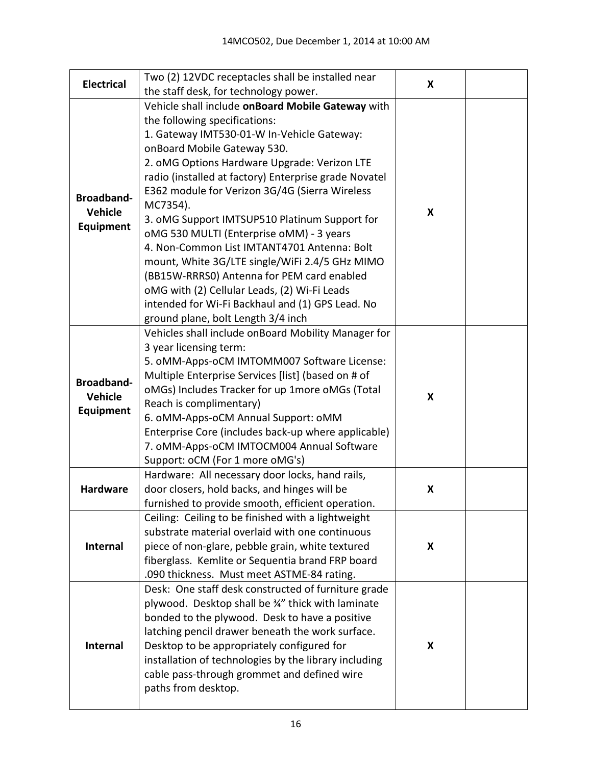| | | | |
|---|---|---|---|
| **Electrical** | Two (2) 12VDC receptacles shall be installed near the staff desk, for technology power. | **X** | |
| **Broadband-Vehicle Equipment** | Vehicle shall include **onBoard Mobile Gateway** with the following specifications:<br>1. Gateway IMT530-01-W In-Vehicle Gateway: onBoard Mobile Gateway 530.<br>2. oMG Options Hardware Upgrade: Verizon LTE radio (installed at factory) Enterprise grade Novatel E362 module for Verizon 3G/4G (Sierra Wireless MC7354).<br>3. oMG Support IMTSUP510 Platinum Support for oMG 530 MULTI (Enterprise oMM) - 3 years<br>4. Non-Common List IMTANT4701 Antenna: Bolt mount, White 3G/LTE single/WiFi 2.4/5 GHz MIMO (BB15W-RRRS0) Antenna for PEM card enabled oMG with (2) Cellular Leads, (2) Wi-Fi Leads intended for Wi-Fi Backhaul and (1) GPS Lead. No ground plane, bolt Length 3/4 inch | **X** | |
| **Broadband-Vehicle Equipment** | Vehicles shall include onBoard Mobility Manager for 3 year licensing term:<br>5. oMM-Apps-oCM IMTOMM007 Software License: Multiple Enterprise Services [list] (based on # of oMGs) Includes Tracker for up 1more oMGs (Total Reach is complimentary)<br>6. oMM-Apps-oCM Annual Support: oMM Enterprise Core (includes back-up where applicable)<br>7. oMM-Apps-oCM IMTOCM004 Annual Software Support: oCM (For 1 more oMG's) | **X** | |
| **Hardware** | Hardware: All necessary door locks, hand rails, door closers, hold backs, and hinges will be furnished to provide smooth, efficient operation. | **X** | |
| **Internal** | Ceiling: Ceiling to be finished with a lightweight substrate material overlaid with one continuous piece of non-glare, pebble grain, white textured fiberglass. Kemlite or Sequentia brand FRP board .090 thickness. Must meet ASTME-84 rating. | **X** | |
| **Internal** | Desk: One staff desk constructed of furniture grade plywood. Desktop shall be ¾" thick with laminate bonded to the plywood. Desk to have a positive latching pencil drawer beneath the work surface. Desktop to be appropriately configured for installation of technologies by the library including cable pass-through grommet and defined wire paths from desktop. | **X** | |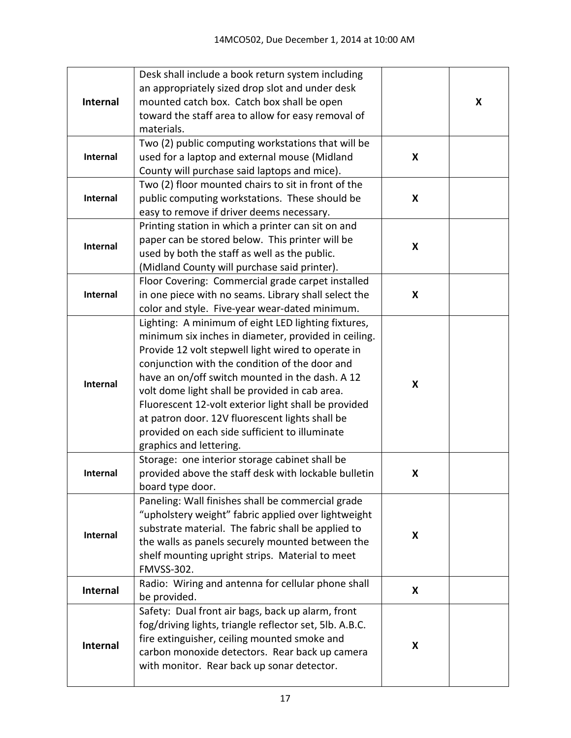| | | | |
|---|---|---|---|
| **Internal** | Desk shall include a book return system including an appropriately sized drop slot and under desk mounted catch box. Catch box shall be open toward the staff area to allow for easy removal of materials. | | **X** |
| **Internal** | Two (2) public computing workstations that will be used for a laptop and external mouse (Midland County will purchase said laptops and mice). | **X** | |
| **Internal** | Two (2) floor mounted chairs to sit in front of the public computing workstations. These should be easy to remove if driver deems necessary. | **X** | |
| **Internal** | Printing station in which a printer can sit on and paper can be stored below. This printer will be used by both the staff as well as the public. (Midland County will purchase said printer). | **X** | |
| **Internal** | Floor Covering: Commercial grade carpet installed in one piece with no seams. Library shall select the color and style. Five-year wear-dated minimum. | **X** | |
| **Internal** | Lighting: A minimum of eight LED lighting fixtures, minimum six inches in diameter, provided in ceiling. Provide 12 volt stepwell light wired to operate in conjunction with the condition of the door and have an on/off switch mounted in the dash. A 12 volt dome light shall be provided in cab area. Fluorescent 12-volt exterior light shall be provided at patron door. 12V fluorescent lights shall be provided on each side sufficient to illuminate graphics and lettering. | **X** | |
| **Internal** | Storage: one interior storage cabinet shall be provided above the staff desk with lockable bulletin board type door. | **X** | |
| **Internal** | Paneling: Wall finishes shall be commercial grade "upholstery weight" fabric applied over lightweight substrate material. The fabric shall be applied to the walls as panels securely mounted between the shelf mounting upright strips. Material to meet FMVSS-302. | **X** | |
| **Internal** | Radio: Wiring and antenna for cellular phone shall be provided. | **X** | |
| **Internal** | Safety: Dual front air bags, back up alarm, front fog/driving lights, triangle reflector set, 5lb. A.B.C. fire extinguisher, ceiling mounted smoke and carbon monoxide detectors. Rear back up camera with monitor. Rear back up sonar detector. | **X** | |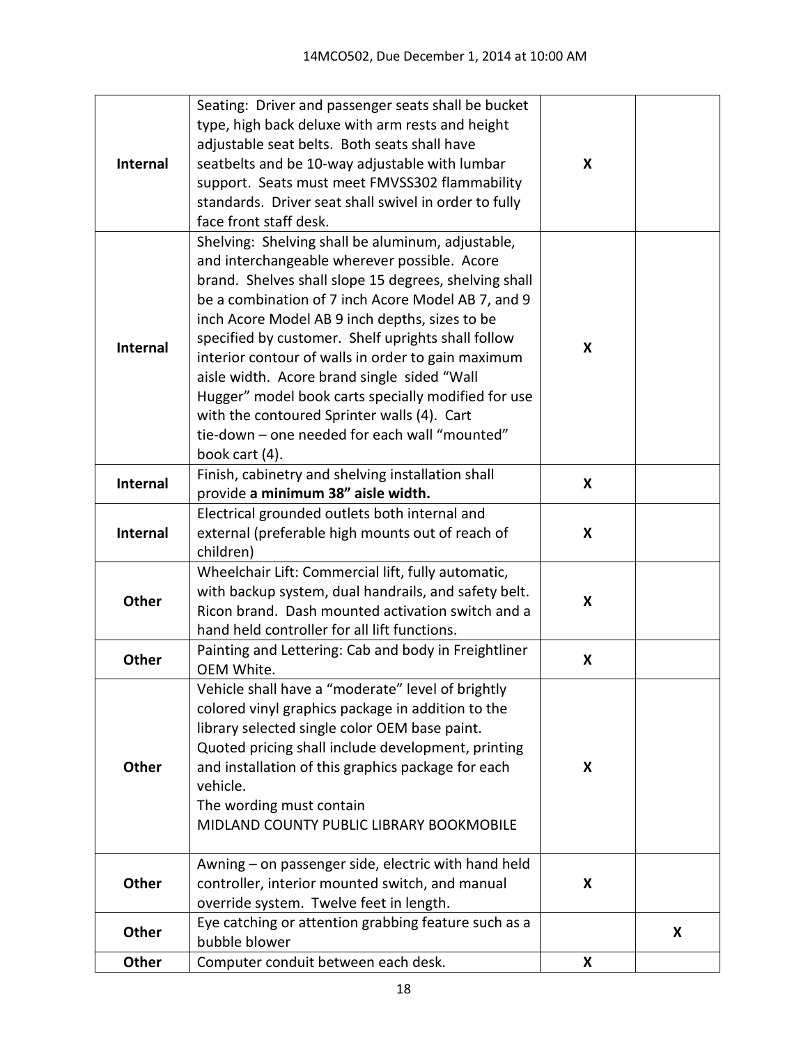| | | | |
|---|---|---|---|
| **Internal** | Seating: Driver and passenger seats shall be bucket type, high back deluxe with arm rests and height adjustable seat belts. Both seats shall have seatbelts and be 10-way adjustable with lumbar support. Seats must meet FMVSS302 flammability standards. Driver seat shall swivel in order to fully face front staff desk. | **X** | |
| **Internal** | Shelving: Shelving shall be aluminum, adjustable, and interchangeable wherever possible. Acore brand. Shelves shall slope 15 degrees, shelving shall be a combination of 7 inch Acore Model AB 7, and 9 inch Acore Model AB 9 inch depths, sizes to be specified by customer. Shelf uprights shall follow interior contour of walls in order to gain maximum aisle width. Acore brand single sided "Wall Hugger" model book carts specially modified for use with the contoured Sprinter walls (4). Cart tie-down – one needed for each wall "mounted" book cart (4). | **X** | |
| **Internal** | Finish, cabinetry and shelving installation shall provide **a minimum 38" aisle width.** | **X** | |
| **Internal** | Electrical grounded outlets both internal and external (preferable high mounts out of reach of children) | **X** | |
| **Other** | Wheelchair Lift: Commercial lift, fully automatic, with backup system, dual handrails, and safety belt. Ricon brand. Dash mounted activation switch and a hand held controller for all lift functions. | **X** | |
| **Other** | Painting and Lettering: Cab and body in Freightliner OEM White. | **X** | |
| **Other** | Vehicle shall have a "moderate" level of brightly colored vinyl graphics package in addition to the library selected single color OEM base paint. Quoted pricing shall include development, printing and installation of this graphics package for each vehicle.<br>The wording must contain<br>MIDLAND COUNTY PUBLIC LIBRARY BOOKMOBILE | **X** | |
| **Other** | Awning – on passenger side, electric with hand held controller, interior mounted switch, and manual override system. Twelve feet in length. | **X** | |
| **Other** | Eye catching or attention grabbing feature such as a bubble blower | | **X** |
| **Other** | Computer conduit between each desk. | **X** | |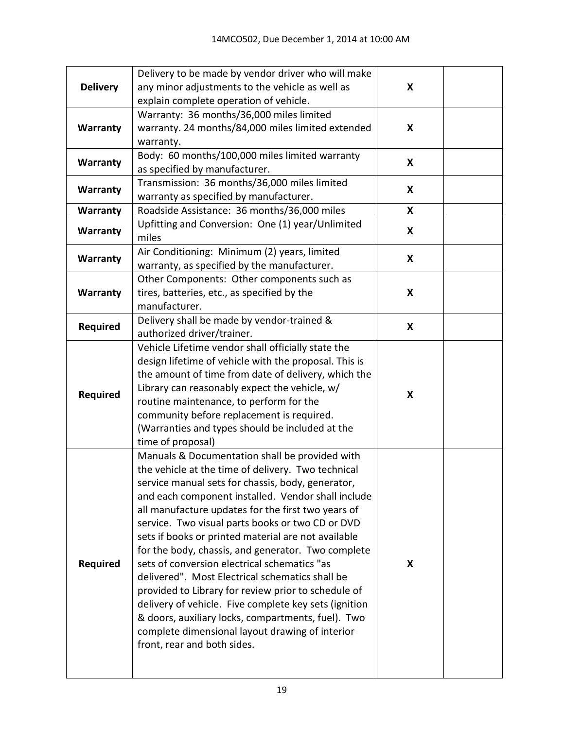| **Delivery** | Delivery to be made by vendor driver who will make any minor adjustments to the vehicle as well as explain complete operation of vehicle. | **X** | |
|---|---|---|---|
| **Warranty** | Warranty: 36 months/36,000 miles limited warranty. 24 months/84,000 miles limited extended warranty. | **X** | |
| **Warranty** | Body: 60 months/100,000 miles limited warranty as specified by manufacturer. | **X** | |
| **Warranty** | Transmission: 36 months/36,000 miles limited warranty as specified by manufacturer. | **X** | |
| **Warranty** | Roadside Assistance: 36 months/36,000 miles | **X** | |
| **Warranty** | Upfitting and Conversion: One (1) year/Unlimited miles | **X** | |
| **Warranty** | Air Conditioning: Minimum (2) years, limited warranty, as specified by the manufacturer. | **X** | |
| **Warranty** | Other Components: Other components such as tires, batteries, etc., as specified by the manufacturer. | **X** | |
| **Required** | Delivery shall be made by vendor-trained & authorized driver/trainer. | **X** | |
| **Required** | Vehicle Lifetime vendor shall officially state the design lifetime of vehicle with the proposal. This is the amount of time from date of delivery, which the Library can reasonably expect the vehicle, w/ routine maintenance, to perform for the community before replacement is required. (Warranties and types should be included at the time of proposal) | **X** | |
| **Required** | Manuals & Documentation shall be provided with the vehicle at the time of delivery. Two technical service manual sets for chassis, body, generator, and each component installed. Vendor shall include all manufacture updates for the first two years of service. Two visual parts books or two CD or DVD sets if books or printed material are not available for the body, chassis, and generator. Two complete sets of conversion electrical schematics "as delivered". Most Electrical schematics shall be provided to Library for review prior to schedule of delivery of vehicle. Five complete key sets (ignition & doors, auxiliary locks, compartments, fuel). Two complete dimensional layout drawing of interior front, rear and both sides. | **X** | |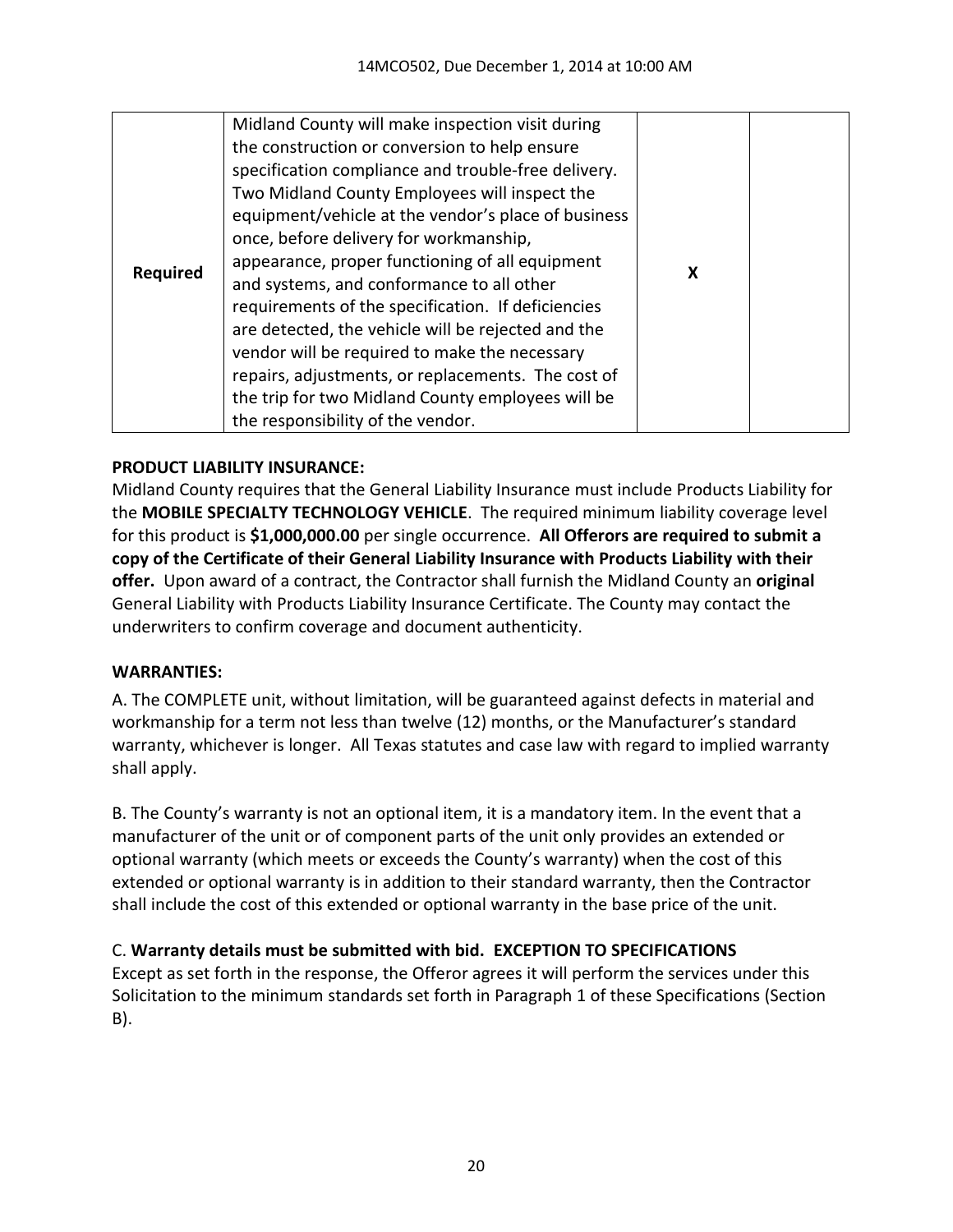| | | | |
|---|---|---|---|
| **Required** | Midland County will make inspection visit during the construction or conversion to help ensure specification compliance and trouble-free delivery. Two Midland County Employees will inspect the equipment/vehicle at the vendor's place of business once, before delivery for workmanship, appearance, proper functioning of all equipment and systems, and conformance to all other requirements of the specification. If deficiencies are detected, the vehicle will be rejected and the vendor will be required to make the necessary repairs, adjustments, or replacements. The cost of the trip for two Midland County employees will be the responsibility of the vendor. | **X** | |

**PRODUCT LIABILITY INSURANCE:**

Midland County requires that the General Liability Insurance must include Products Liability for the **MOBILE SPECIALTY TECHNOLOGY VEHICLE**. The required minimum liability coverage level for this product is **$1,000,000.00** per single occurrence. **All Offerors are required to submit a copy of the Certificate of their General Liability Insurance with Products Liability with their offer.** Upon award of a contract, the Contractor shall furnish the Midland County an **original** General Liability with Products Liability Insurance Certificate. The County may contact the underwriters to confirm coverage and document authenticity.

**WARRANTIES:**

A. The COMPLETE unit, without limitation, will be guaranteed against defects in material and workmanship for a term not less than twelve (12) months, or the Manufacturer's standard warranty, whichever is longer. All Texas statutes and case law with regard to implied warranty shall apply.

B. The County's warranty is not an optional item, it is a mandatory item. In the event that a manufacturer of the unit or of component parts of the unit only provides an extended or optional warranty (which meets or exceeds the County's warranty) when the cost of this extended or optional warranty is in addition to their standard warranty, then the Contractor shall include the cost of this extended or optional warranty in the base price of the unit.

C. **Warranty details must be submitted with bid. EXCEPTION TO SPECIFICATIONS**

Except as set forth in the response, the Offeror agrees it will perform the services under this Solicitation to the minimum standards set forth in Paragraph 1 of these Specifications (Section B).